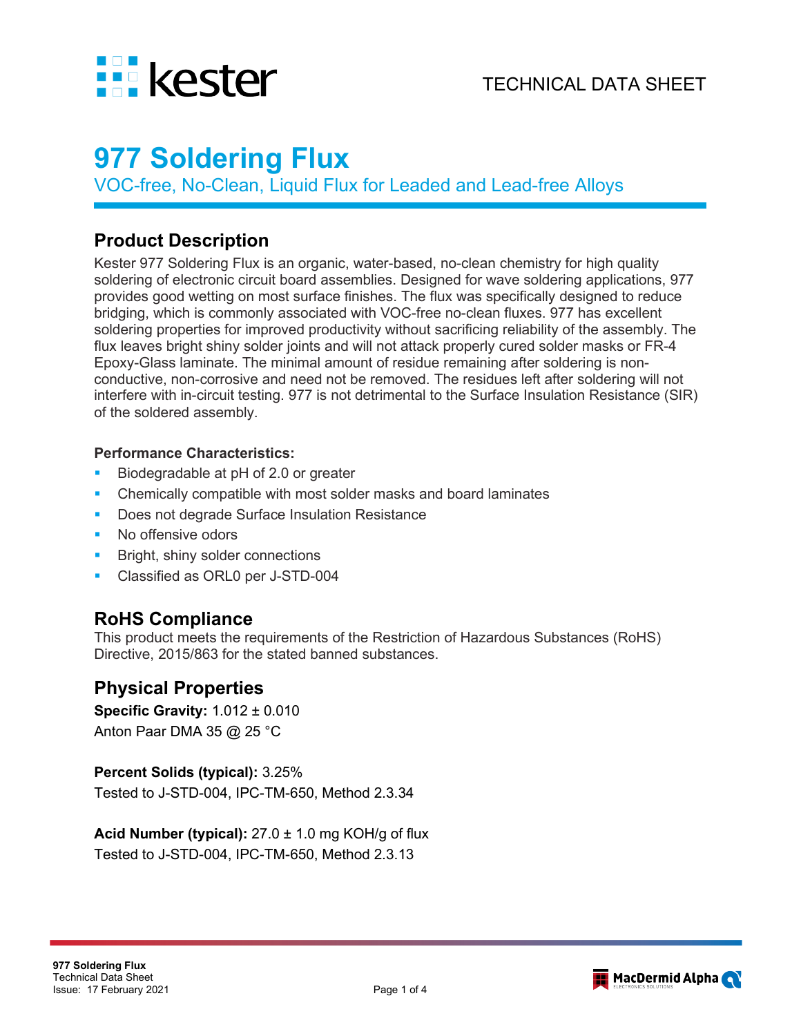TECHNICAL DATA SHEET

# 977 Soldering Flux

VOC-free, No-Clean, Liquid Flux for Leaded and Lead-free Alloys

## Product Description

Kester 977 Soldering Flux is an organic, water-based, no-clean chemistry for high quality soldering of electronic circuit board assemblies. Designed for wave soldering applications, 977 provides good wetting on most surface finishes. The flux was specifically designed to reduce bridging, which is commonly associated with VOC-free no-clean fluxes. 977 has excellent soldering properties for improved productivity without sacrificing reliability of the assembly. The flux leaves bright shiny solder joints and will not attack properly cured solder masks or FR-4 Epoxy-Glass laminate. The minimal amount of residue remaining after soldering is non-conductive, non-corrosive and need not be removed. The residues left after soldering will not interfere with in-circuit testing. 977 is not detrimental to the Surface Insulation Resistance (SIR) of the soldered assembly.

**Performance Characteristics:**

- Biodegradable at pH of 2.0 or greater
- Chemically compatible with most solder masks and board laminates
- Does not degrade Surface Insulation Resistance
- No offensive odors
- Bright, shiny solder connections
- Classified as ORL0 per J-STD-004

## RoHS Compliance

This product meets the requirements of the Restriction of Hazardous Substances (RoHS) Directive, 2015/863 for the stated banned substances.

## Physical Properties

**Specific Gravity:** 1.012 ± 0.010
Anton Paar DMA 35 @ 25 °C

**Percent Solids (typical):** 3.25%
Tested to J-STD-004, IPC-TM-650, Method 2.3.34

**Acid Number (typical):** 27.0 ± 1.0 mg KOH/g of flux
Tested to J-STD-004, IPC-TM-650, Method 2.3.13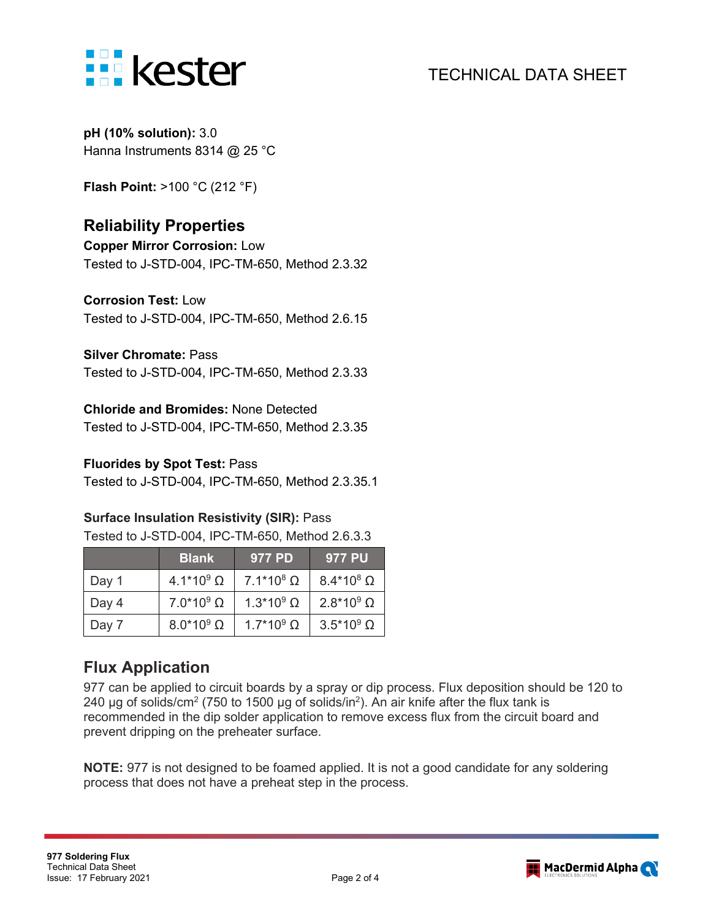**pH (10% solution):** 3.0
Hanna Instruments 8314 @ 25 °C

**Flash Point:** >100 °C (212 °F)

## Reliability Properties

**Copper Mirror Corrosion:** Low
Tested to J-STD-004, IPC-TM-650, Method 2.3.32

**Corrosion Test:** Low
Tested to J-STD-004, IPC-TM-650, Method 2.6.15

**Silver Chromate:** Pass
Tested to J-STD-004, IPC-TM-650, Method 2.3.33

**Chloride and Bromides:** None Detected
Tested to J-STD-004, IPC-TM-650, Method 2.3.35

**Fluorides by Spot Test:** Pass
Tested to J-STD-004, IPC-TM-650, Method 2.3.35.1

**Surface Insulation Resistivity (SIR):** Pass
Tested to J-STD-004, IPC-TM-650, Method 2.6.3.3

| | Blank | 977 PD | 977 PU |
|---|---|---|---|
| Day 1 | $4.1*10^9$ Ω | $7.1*10^8$ Ω | $8.4*10^8$ Ω |
| Day 4 | $7.0*10^9$ Ω | $1.3*10^9$ Ω | $2.8*10^9$ Ω |
| Day 7 | $8.0*10^9$ Ω | $1.7*10^9$ Ω | $3.5*10^9$ Ω |

## Flux Application

977 can be applied to circuit boards by a spray or dip process. Flux deposition should be 120 to 240 µg of solids/cm$^2$ (750 to 1500 µg of solids/in$^2$). An air knife after the flux tank is recommended in the dip solder application to remove excess flux from the circuit board and prevent dripping on the preheater surface.

**NOTE:** 977 is not designed to be foamed applied. It is not a good candidate for any soldering process that does not have a preheat step in the process.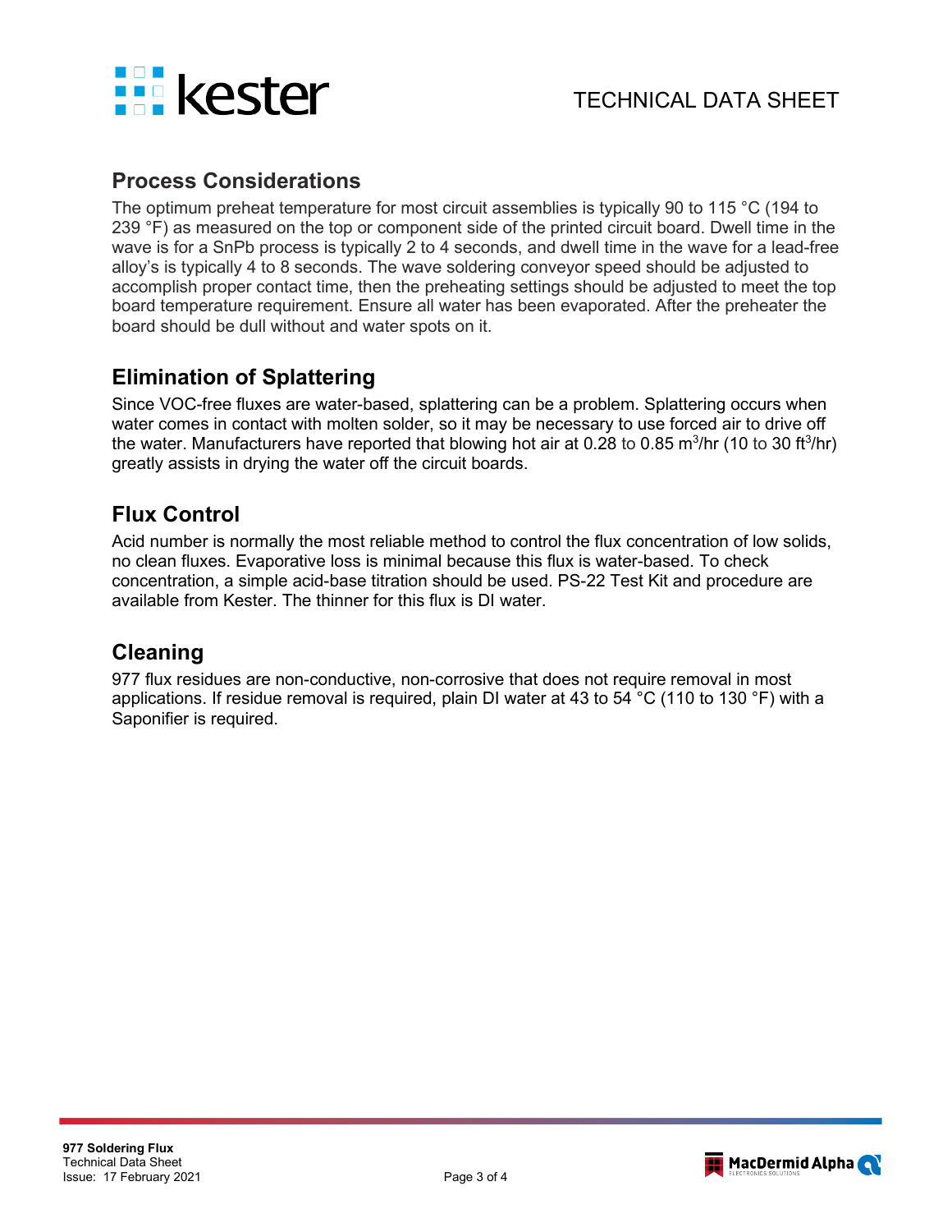## Process Considerations

The optimum preheat temperature for most circuit assemblies is typically 90 to 115 °C (194 to 239 °F) as measured on the top or component side of the printed circuit board. Dwell time in the wave is for a SnPb process is typically 2 to 4 seconds, and dwell time in the wave for a lead-free alloy's is typically 4 to 8 seconds. The wave soldering conveyor speed should be adjusted to accomplish proper contact time, then the preheating settings should be adjusted to meet the top board temperature requirement. Ensure all water has been evaporated. After the preheater the board should be dull without and water spots on it.

## Elimination of Splattering

Since VOC-free fluxes are water-based, splattering can be a problem. Splattering occurs when water comes in contact with molten solder, so it may be necessary to use forced air to drive off the water. Manufacturers have reported that blowing hot air at 0.28 to 0.85 $m^3$/hr (10 to 30 $ft^3$/hr) greatly assists in drying the water off the circuit boards.

## Flux Control

Acid number is normally the most reliable method to control the flux concentration of low solids, no clean fluxes. Evaporative loss is minimal because this flux is water-based. To check concentration, a simple acid-base titration should be used. PS-22 Test Kit and procedure are available from Kester. The thinner for this flux is DI water.

## Cleaning

977 flux residues are non-conductive, non-corrosive that does not require removal in most applications. If residue removal is required, plain DI water at 43 to 54 °C (110 to 130 °F) with a Saponifier is required.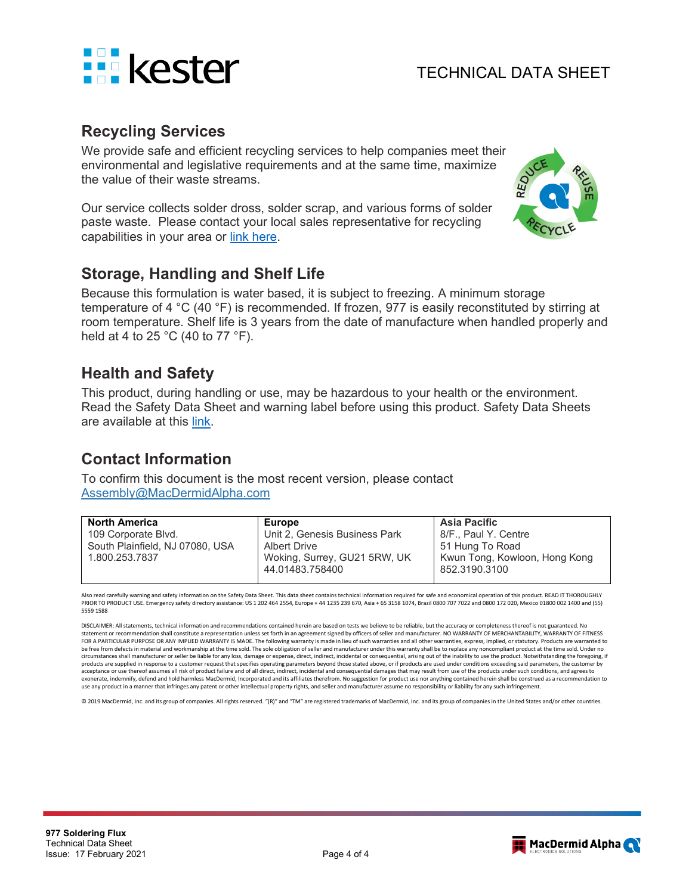## Recycling Services

We provide safe and efficient recycling services to help companies meet their environmental and legislative requirements and at the same time, maximize the value of their waste streams.

Our service collects solder dross, solder scrap, and various forms of solder paste waste. Please contact your local sales representative for recycling capabilities in your area or link here.

## Storage, Handling and Shelf Life

Because this formulation is water based, it is subject to freezing. A minimum storage temperature of 4 °C (40 °F) is recommended. If frozen, 977 is easily reconstituted by stirring at room temperature. Shelf life is 3 years from the date of manufacture when handled properly and held at 4 to 25 °C (40 to 77 °F).

## Health and Safety

This product, during handling or use, may be hazardous to your health or the environment. Read the Safety Data Sheet and warning label before using this product. Safety Data Sheets are available at this link.

## Contact Information

To confirm this document is the most recent version, please contact Assembly@MacDermidAlpha.com

| | | |
|---|---|---|
| **North America**<br>109 Corporate Blvd.<br>South Plainfield, NJ 07080, USA<br>1.800.253.7837 | **Europe**<br>Unit 2, Genesis Business Park<br>Albert Drive<br>Woking, Surrey, GU21 5RW, UK<br>44.01483.758400 | **Asia Pacific**<br>8/F., Paul Y. Centre<br>51 Hung To Road<br>Kwun Tong, Kowloon, Hong Kong<br>852.3190.3100 |

Also read carefully warning and safety information on the Safety Data Sheet. This data sheet contains technical information required for safe and economical operation of this product. READ IT THOROUGHLY PRIOR TO PRODUCT USE. Emergency safety directory assistance: US 1 202 464 2554, Europe + 44 1235 239 670, Asia + 65 3158 1074, Brazil 0800 707 7022 and 0800 172 020, Mexico 01800 002 1400 and (55) 5559 1588

DISCLAIMER: All statements, technical information and recommendations contained herein are based on tests we believe to be reliable, but the accuracy or completeness thereof is not guaranteed. No statement or recommendation shall constitute a representation unless set forth in an agreement signed by officers of seller and manufacturer. NO WARRANTY OF MERCHANTABILITY, WARRANTY OF FITNESS FOR A PARTICULAR PURPOSE OR ANY IMPLIED WARRANTY IS MADE. The following warranty is made in lieu of such warranties and all other warranties, express, implied, or statutory. Products are warranted to be free from defects in material and workmanship at the time sold. The sole obligation of seller and manufacturer under this warranty shall be to replace any noncompliant product at the time sold. Under no circumstances shall manufacturer or seller be liable for any loss, damage or expense, direct, indirect, incidental or consequential, arising out of the inability to use the product. Notwithstanding the foregoing, if products are supplied in response to a customer request that specifies operating parameters beyond those stated above, or if products are used under conditions exceeding said parameters, the customer by acceptance or use thereof assumes all risk of product failure and of all direct, indirect, incidental and consequential damages that may result from use of the products under such conditions, and agrees to exonerate, indemnify, defend and hold harmless MacDermid, Incorporated and its affiliates therefrom. No suggestion for product use nor anything contained herein shall be construed as a recommendation to use any product in a manner that infringes any patent or other intellectual property rights, and seller and manufacturer assume no responsibility or liability for any such infringement.

© 2019 MacDermid, Inc. and its group of companies. All rights reserved. "(R)" and "TM" are registered trademarks of MacDermid, Inc. and its group of companies in the United States and/or other countries.